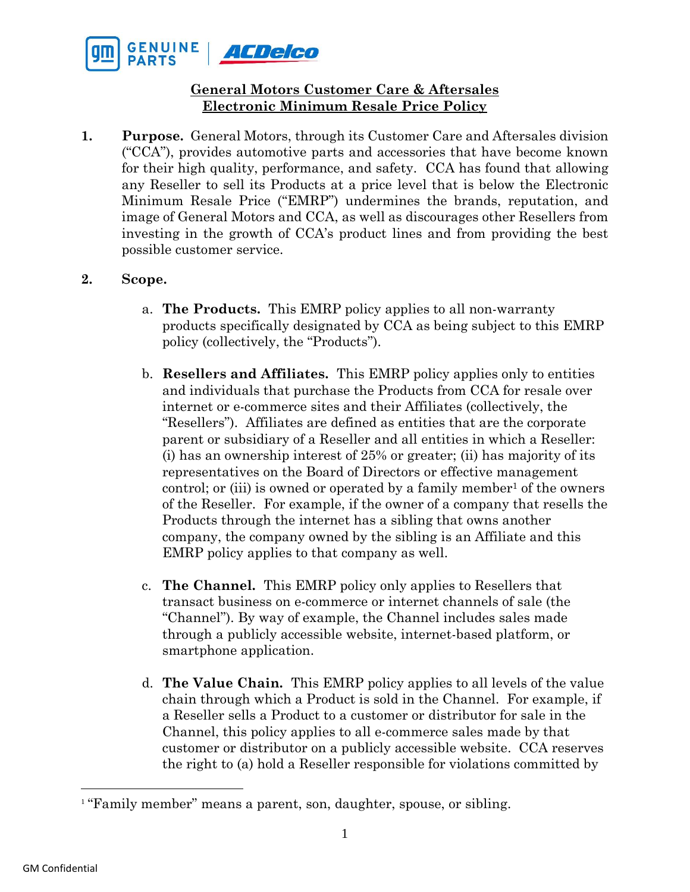**General Motors Customer Care & Aftersales**
**Electronic Minimum Resale Price Policy**

1. **Purpose.** General Motors, through its Customer Care and Aftersales division ("CCA"), provides automotive parts and accessories that have become known for their high quality, performance, and safety. CCA has found that allowing any Reseller to sell its Products at a price level that is below the Electronic Minimum Resale Price ("EMRP") undermines the brands, reputation, and image of General Motors and CCA, as well as discourages other Resellers from investing in the growth of CCA's product lines and from providing the best possible customer service.

2. **Scope.**

   a. **The Products.** This EMRP policy applies to all non-warranty products specifically designated by CCA as being subject to this EMRP policy (collectively, the "Products").

   b. **Resellers and Affiliates.** This EMRP policy applies only to entities and individuals that purchase the Products from CCA for resale over internet or e-commerce sites and their Affiliates (collectively, the "Resellers"). Affiliates are defined as entities that are the corporate parent or subsidiary of a Reseller and all entities in which a Reseller: (i) has an ownership interest of 25% or greater; (ii) has majority of its representatives on the Board of Directors or effective management control; or (iii) is owned or operated by a family member[1] of the owners of the Reseller. For example, if the owner of a company that resells the Products through the internet has a sibling that owns another company, the company owned by the sibling is an Affiliate and this EMRP policy applies to that company as well.

   c. **The Channel.** This EMRP policy only applies to Resellers that transact business on e-commerce or internet channels of sale (the "Channel"). By way of example, the Channel includes sales made through a publicly accessible website, internet-based platform, or smartphone application.

   d. **The Value Chain.** This EMRP policy applies to all levels of the value chain through which a Product is sold in the Channel. For example, if a Reseller sells a Product to a customer or distributor for sale in the Channel, this policy applies to all e-commerce sales made by that customer or distributor on a publicly accessible website. CCA reserves the right to (a) hold a Reseller responsible for violations committed by

[1] "Family member" means a parent, son, daughter, spouse, or sibling.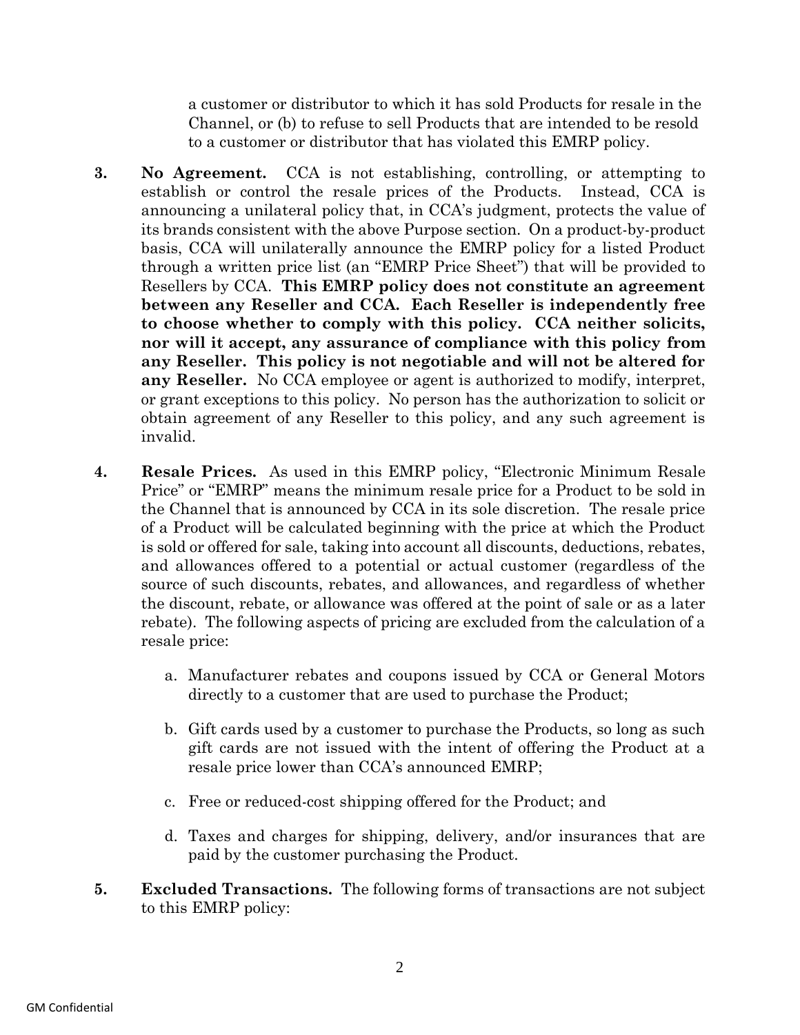a customer or distributor to which it has sold Products for resale in the Channel, or (b) to refuse to sell Products that are intended to be resold to a customer or distributor that has violated this EMRP policy.

**3.** **No Agreement.** CCA is not establishing, controlling, or attempting to establish or control the resale prices of the Products. Instead, CCA is announcing a unilateral policy that, in CCA's judgment, protects the value of its brands consistent with the above Purpose section. On a product-by-product basis, CCA will unilaterally announce the EMRP policy for a listed Product through a written price list (an "EMRP Price Sheet") that will be provided to Resellers by CCA. **This EMRP policy does not constitute an agreement between any Reseller and CCA. Each Reseller is independently free to choose whether to comply with this policy. CCA neither solicits, nor will it accept, any assurance of compliance with this policy from any Reseller. This policy is not negotiable and will not be altered for any Reseller.** No CCA employee or agent is authorized to modify, interpret, or grant exceptions to this policy. No person has the authorization to solicit or obtain agreement of any Reseller to this policy, and any such agreement is invalid.

**4.** **Resale Prices.** As used in this EMRP policy, "Electronic Minimum Resale Price" or "EMRP" means the minimum resale price for a Product to be sold in the Channel that is announced by CCA in its sole discretion. The resale price of a Product will be calculated beginning with the price at which the Product is sold or offered for sale, taking into account all discounts, deductions, rebates, and allowances offered to a potential or actual customer (regardless of the source of such discounts, rebates, and allowances, and regardless of whether the discount, rebate, or allowance was offered at the point of sale or as a later rebate). The following aspects of pricing are excluded from the calculation of a resale price:

a. Manufacturer rebates and coupons issued by CCA or General Motors directly to a customer that are used to purchase the Product;

b. Gift cards used by a customer to purchase the Products, so long as such gift cards are not issued with the intent of offering the Product at a resale price lower than CCA's announced EMRP;

c. Free or reduced-cost shipping offered for the Product; and

d. Taxes and charges for shipping, delivery, and/or insurances that are paid by the customer purchasing the Product.

**5.** **Excluded Transactions.** The following forms of transactions are not subject to this EMRP policy: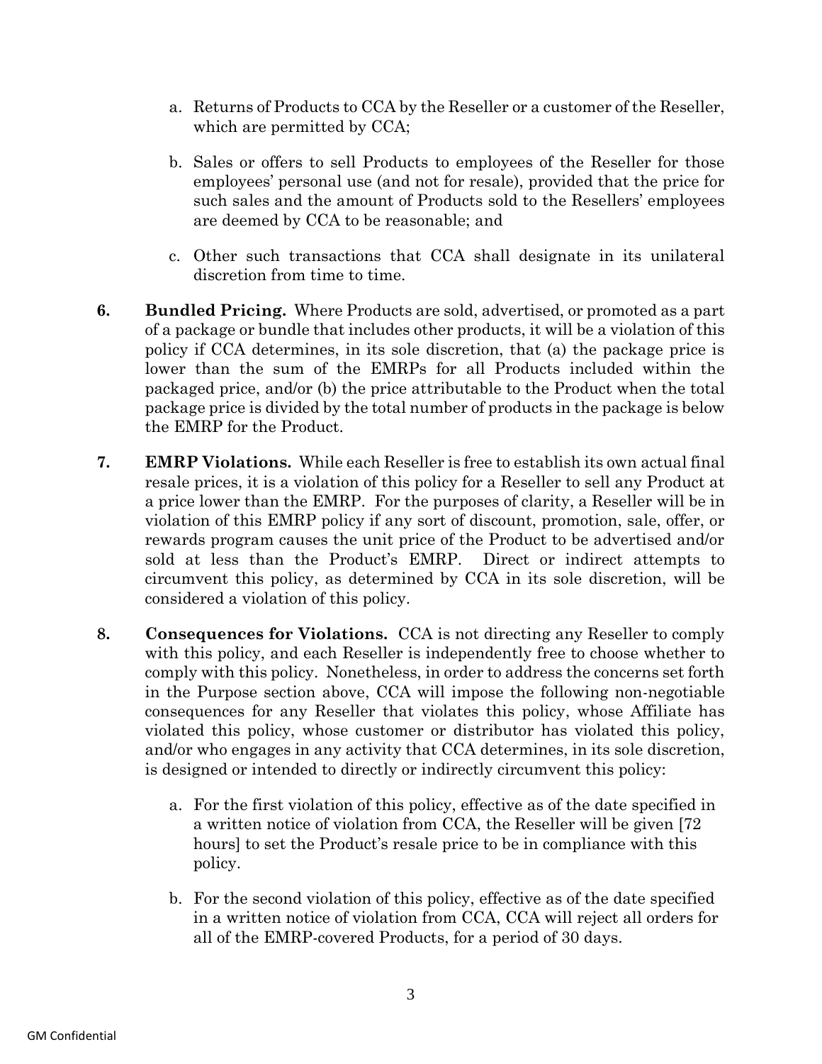a. Returns of Products to CCA by the Reseller or a customer of the Reseller, which are permitted by CCA;

b. Sales or offers to sell Products to employees of the Reseller for those employees' personal use (and not for resale), provided that the price for such sales and the amount of Products sold to the Resellers' employees are deemed by CCA to be reasonable; and

c. Other such transactions that CCA shall designate in its unilateral discretion from time to time.

**6. Bundled Pricing.** Where Products are sold, advertised, or promoted as a part of a package or bundle that includes other products, it will be a violation of this policy if CCA determines, in its sole discretion, that (a) the package price is lower than the sum of the EMRPs for all Products included within the packaged price, and/or (b) the price attributable to the Product when the total package price is divided by the total number of products in the package is below the EMRP for the Product.

**7. EMRP Violations.** While each Reseller is free to establish its own actual final resale prices, it is a violation of this policy for a Reseller to sell any Product at a price lower than the EMRP. For the purposes of clarity, a Reseller will be in violation of this EMRP policy if any sort of discount, promotion, sale, offer, or rewards program causes the unit price of the Product to be advertised and/or sold at less than the Product's EMRP. Direct or indirect attempts to circumvent this policy, as determined by CCA in its sole discretion, will be considered a violation of this policy.

**8. Consequences for Violations.** CCA is not directing any Reseller to comply with this policy, and each Reseller is independently free to choose whether to comply with this policy. Nonetheless, in order to address the concerns set forth in the Purpose section above, CCA will impose the following non-negotiable consequences for any Reseller that violates this policy, whose Affiliate has violated this policy, whose customer or distributor has violated this policy, and/or who engages in any activity that CCA determines, in its sole discretion, is designed or intended to directly or indirectly circumvent this policy:

a. For the first violation of this policy, effective as of the date specified in a written notice of violation from CCA, the Reseller will be given [72 hours] to set the Product's resale price to be in compliance with this policy.

b. For the second violation of this policy, effective as of the date specified in a written notice of violation from CCA, CCA will reject all orders for all of the EMRP-covered Products, for a period of 30 days.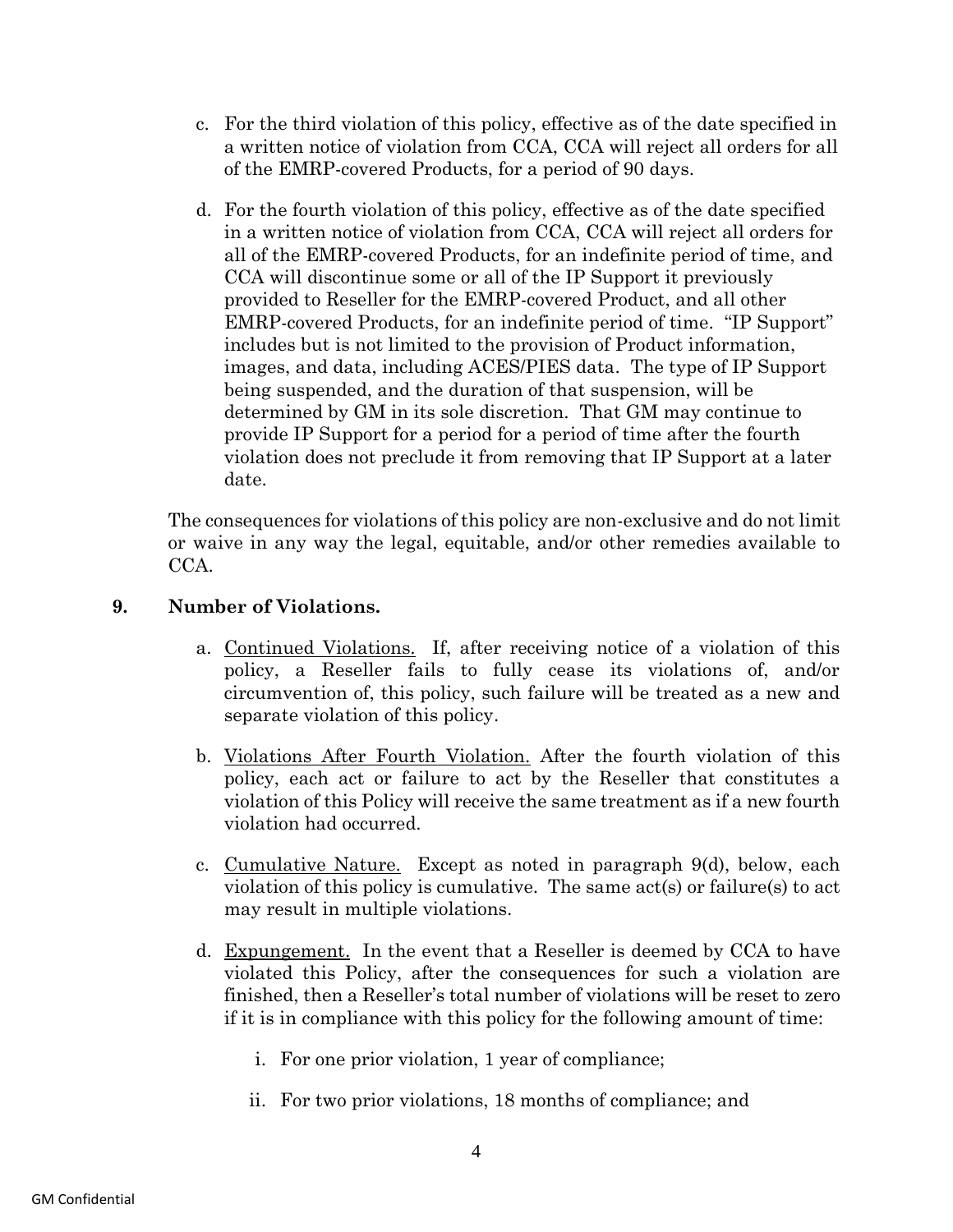c. For the third violation of this policy, effective as of the date specified in a written notice of violation from CCA, CCA will reject all orders for all of the EMRP-covered Products, for a period of 90 days.

d. For the fourth violation of this policy, effective as of the date specified in a written notice of violation from CCA, CCA will reject all orders for all of the EMRP-covered Products, for an indefinite period of time, and CCA will discontinue some or all of the IP Support it previously provided to Reseller for the EMRP-covered Product, and all other EMRP-covered Products, for an indefinite period of time. "IP Support" includes but is not limited to the provision of Product information, images, and data, including ACES/PIES data. The type of IP Support being suspended, and the duration of that suspension, will be determined by GM in its sole discretion. That GM may continue to provide IP Support for a period for a period of time after the fourth violation does not preclude it from removing that IP Support at a later date.

The consequences for violations of this policy are non-exclusive and do not limit or waive in any way the legal, equitable, and/or other remedies available to CCA.

**9. Number of Violations.**

a. Continued Violations. If, after receiving notice of a violation of this policy, a Reseller fails to fully cease its violations of, and/or circumvention of, this policy, such failure will be treated as a new and separate violation of this policy.

b. Violations After Fourth Violation. After the fourth violation of this policy, each act or failure to act by the Reseller that constitutes a violation of this Policy will receive the same treatment as if a new fourth violation had occurred.

c. Cumulative Nature. Except as noted in paragraph 9(d), below, each violation of this policy is cumulative. The same act(s) or failure(s) to act may result in multiple violations.

d. Expungement. In the event that a Reseller is deemed by CCA to have violated this Policy, after the consequences for such a violation are finished, then a Reseller's total number of violations will be reset to zero if it is in compliance with this policy for the following amount of time:

   i. For one prior violation, 1 year of compliance;

   ii. For two prior violations, 18 months of compliance; and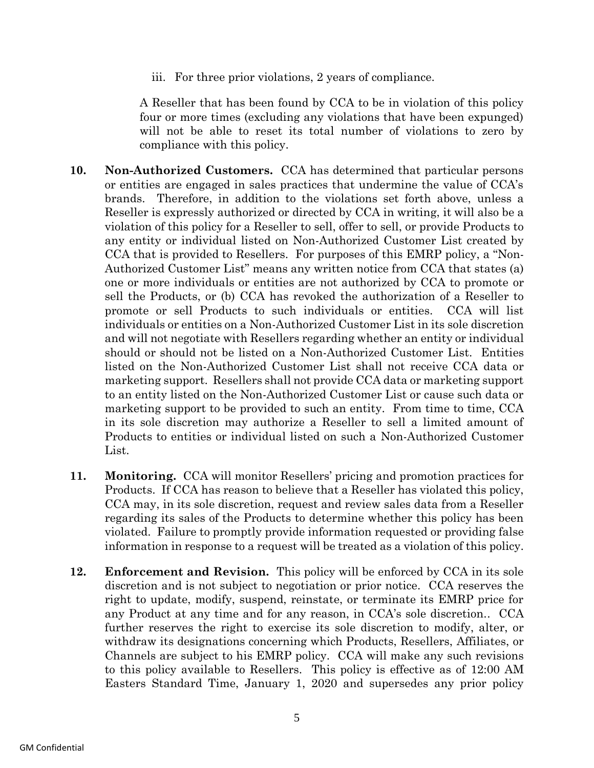iii. For three prior violations, 2 years of compliance.

A Reseller that has been found by CCA to be in violation of this policy four or more times (excluding any violations that have been expunged) will not be able to reset its total number of violations to zero by compliance with this policy.

**10. Non-Authorized Customers.** CCA has determined that particular persons or entities are engaged in sales practices that undermine the value of CCA's brands. Therefore, in addition to the violations set forth above, unless a Reseller is expressly authorized or directed by CCA in writing, it will also be a violation of this policy for a Reseller to sell, offer to sell, or provide Products to any entity or individual listed on Non-Authorized Customer List created by CCA that is provided to Resellers. For purposes of this EMRP policy, a "Non-Authorized Customer List" means any written notice from CCA that states (a) one or more individuals or entities are not authorized by CCA to promote or sell the Products, or (b) CCA has revoked the authorization of a Reseller to promote or sell Products to such individuals or entities. CCA will list individuals or entities on a Non-Authorized Customer List in its sole discretion and will not negotiate with Resellers regarding whether an entity or individual should or should not be listed on a Non-Authorized Customer List. Entities listed on the Non-Authorized Customer List shall not receive CCA data or marketing support. Resellers shall not provide CCA data or marketing support to an entity listed on the Non-Authorized Customer List or cause such data or marketing support to be provided to such an entity. From time to time, CCA in its sole discretion may authorize a Reseller to sell a limited amount of Products to entities or individual listed on such a Non-Authorized Customer List.

**11. Monitoring.** CCA will monitor Resellers' pricing and promotion practices for Products. If CCA has reason to believe that a Reseller has violated this policy, CCA may, in its sole discretion, request and review sales data from a Reseller regarding its sales of the Products to determine whether this policy has been violated. Failure to promptly provide information requested or providing false information in response to a request will be treated as a violation of this policy.

**12. Enforcement and Revision.** This policy will be enforced by CCA in its sole discretion and is not subject to negotiation or prior notice. CCA reserves the right to update, modify, suspend, reinstate, or terminate its EMRP price for any Product at any time and for any reason, in CCA's sole discretion.. CCA further reserves the right to exercise its sole discretion to modify, alter, or withdraw its designations concerning which Products, Resellers, Affiliates, or Channels are subject to his EMRP policy. CCA will make any such revisions to this policy available to Resellers. This policy is effective as of 12:00 AM Easters Standard Time, January 1, 2020 and supersedes any prior policy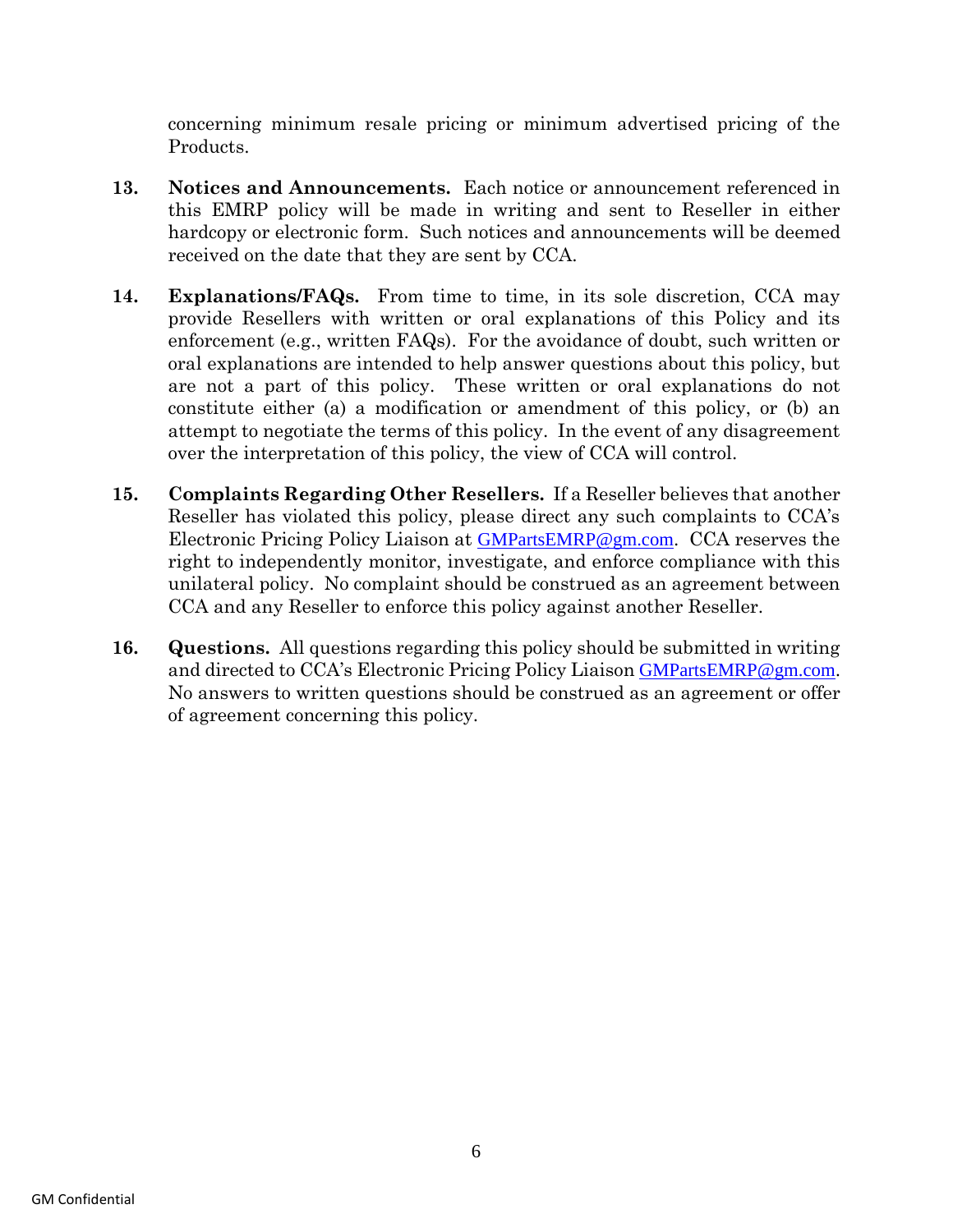concerning minimum resale pricing or minimum advertised pricing of the Products.

13. **Notices and Announcements.** Each notice or announcement referenced in this EMRP policy will be made in writing and sent to Reseller in either hardcopy or electronic form. Such notices and announcements will be deemed received on the date that they are sent by CCA.

14. **Explanations/FAQs.** From time to time, in its sole discretion, CCA may provide Resellers with written or oral explanations of this Policy and its enforcement (e.g., written FAQs). For the avoidance of doubt, such written or oral explanations are intended to help answer questions about this policy, but are not a part of this policy. These written or oral explanations do not constitute either (a) a modification or amendment of this policy, or (b) an attempt to negotiate the terms of this policy. In the event of any disagreement over the interpretation of this policy, the view of CCA will control.

15. **Complaints Regarding Other Resellers.** If a Reseller believes that another Reseller has violated this policy, please direct any such complaints to CCA's Electronic Pricing Policy Liaison at GMPartsEMRP@gm.com. CCA reserves the right to independently monitor, investigate, and enforce compliance with this unilateral policy. No complaint should be construed as an agreement between CCA and any Reseller to enforce this policy against another Reseller.

16. **Questions.** All questions regarding this policy should be submitted in writing and directed to CCA's Electronic Pricing Policy Liaison GMPartsEMRP@gm.com. No answers to written questions should be construed as an agreement or offer of agreement concerning this policy.